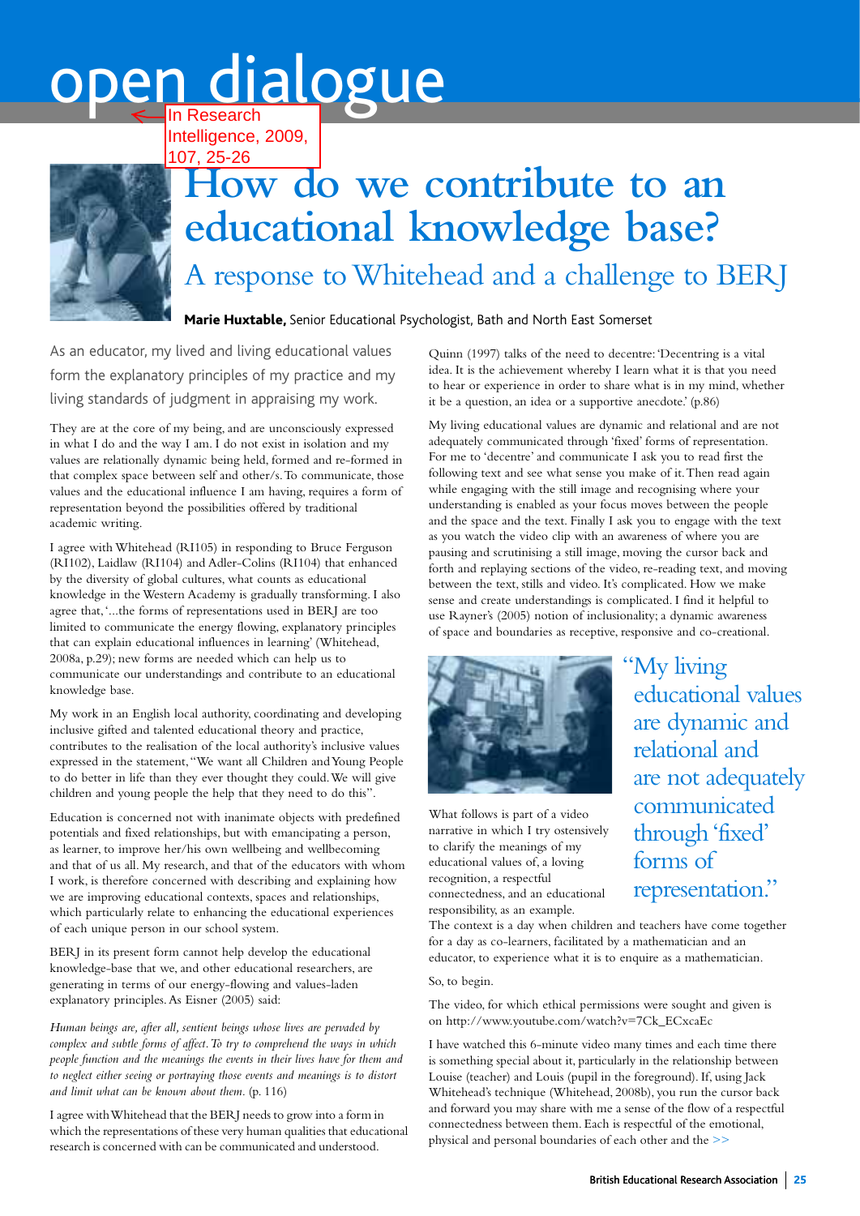open dialogue

In Research Intelligence, 2009, 107, 25-26

# How do we contribute to an educational knowledge base?

## A response to Whitehead and a challenge to BERJ

**Marie Huxtable,** Senior Educational Psychologist, Bath and North East Somerset

As an educator, my lived and living educational values form the explanatory principles of my practice and my living standards of judgment in appraising my work.

They are at the core of my being, and are unconsciously expressed in what I do and the way I am. I do not exist in isolation and my values are relationally dynamic being held, formed and re-formed in that complex space between self and other/s. To communicate, those values and the educational influence I am having, requires a form of representation beyond the possibilities offered by traditional academic writing.

I agree with Whitehead (RI105) in responding to Bruce Ferguson (RI102), Laidlaw (RI104) and Adler-Colins (RI104) that enhanced by the diversity of global cultures, what counts as educational knowledge in the Western Academy is gradually transforming. I also agree that, '...the forms of representations used in BERJ are too limited to communicate the energy flowing, explanatory principles that can explain educational influences in learning' (Whitehead, 2008a, p.29); new forms are needed which can help us to communicate our understandings and contribute to an educational knowledge base.

My work in an English local authority, coordinating and developing inclusive gifted and talented educational theory and practice, contributes to the realisation of the local authority's inclusive values expressed in the statement, "We want all Children and Young People to do better in life than they ever thought they could. We will give children and young people the help that they need to do this".

Education is concerned not with inanimate objects with predefined potentials and fixed relationships, but with emancipating a person, as learner, to improve her/his own wellbeing and wellbecoming and that of us all. My research, and that of the educators with whom I work, is therefore concerned with describing and explaining how we are improving educational contexts, spaces and relationships, which particularly relate to enhancing the educational experiences of each unique person in our school system.

BERJ in its present form cannot help develop the educational knowledge-base that we, and other educational researchers, are generating in terms of our energy-flowing and values-laden explanatory principles. As Eisner (2005) said:

*Human beings are, after all, sentient beings whose lives are pervaded by complex and subtle forms of affect. To try to comprehend the ways in which people function and the meanings the events in their lives have for them and to neglect either seeing or portraying those events and meanings is to distort and limit what can be known about them.* (p. 116)

I agree with Whitehead that the BERJ needs to grow into a form in which the representations of these very human qualities that educational research is concerned with can be communicated and understood.

Quinn (1997) talks of the need to decentre: 'Decentring is a vital idea. It is the achievement whereby I learn what it is that you need to hear or experience in order to share what is in my mind, whether it be a question, an idea or a supportive anecdote.' (p.86)

My living educational values are dynamic and relational and are not adequately communicated through 'fixed' forms of representation. For me to 'decentre' and communicate I ask you to read first the following text and see what sense you make of it. Then read again while engaging with the still image and recognising where your understanding is enabled as your focus moves between the people and the space and the text. Finally I ask you to engage with the text as you watch the video clip with an awareness of where you are pausing and scrutinising a still image, moving the cursor back and forth and replaying sections of the video, re-reading text, and moving between the text, stills and video. It's complicated. How we make sense and create understandings is complicated. I find it helpful to use Rayner's (2005) notion of inclusionality; a dynamic awareness of space and boundaries as receptive, responsive and co-creational.

"My living educational values are dynamic and relational and are not adequately communicated through 'fixed' forms of representation."

What follows is part of a video narrative in which I try ostensively to clarify the meanings of my educational values of, a loving recognition, a respectful connectedness, and an educational responsibility, as an example.

The context is a day when children and teachers have come together for a day as co-learners, facilitated by a mathematician and an educator, to experience what it is to enquire as a mathematician.

So, to begin.

The video, for which ethical permissions were sought and given is on http://www.youtube.com/watch?v=7Ck_ECxcaEc

I have watched this 6-minute video many times and each time there is something special about it, particularly in the relationship between Louise (teacher) and Louis (pupil in the foreground). If, using Jack Whitehead's technique (Whitehead, 2008b), you run the cursor back and forward you may share with me a sense of the flow of a respectful connectedness between them. Each is respectful of the emotional, physical and personal boundaries of each other and the >>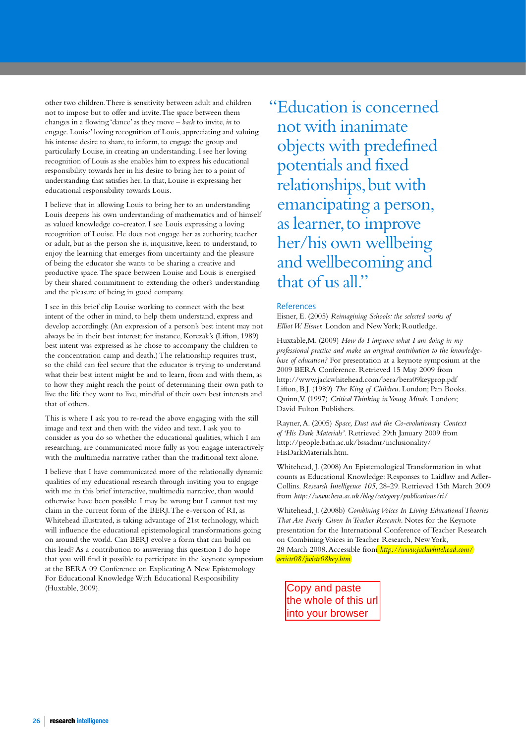other two children. There is sensitivity between adult and children not to impose but to offer and invite. The space between them changes in a flowing 'dance' as they move – *back* to invite, *in* to engage. Louise' loving recognition of Louis, appreciating and valuing his intense desire to share, to inform, to engage the group and particularly Louise, in creating an understanding. I see her loving recognition of Louis as she enables him to express his educational responsibility towards her in his desire to bring her to a point of understanding that satisfies her. In that, Louise is expressing her educational responsibility towards Louis.

I believe that in allowing Louis to bring her to an understanding Louis deepens his own understanding of mathematics and of himself as valued knowledge co-creator. I see Louis expressing a loving recognition of Louise. He does not engage her as authority, teacher or adult, but as the person she is, inquisitive, keen to understand, to enjoy the learning that emerges from uncertainty and the pleasure of being the educator she wants to be sharing a creative and productive space. The space between Louise and Louis is energised by their shared commitment to extending the other's understanding and the pleasure of being in good company.

I see in this brief clip Louise working to connect with the best intent of the other in mind, to help them understand, express and develop accordingly. (An expression of a person's best intent may not always be in their best interest; for instance, Korczak's (Lifton, 1989) best intent was expressed as he chose to accompany the children to the concentration camp and death.) The relationship requires trust, so the child can feel secure that the educator is trying to understand what their best intent might be and to learn, from and with them, as to how they might reach the point of determining their own path to live the life they want to live, mindful of their own best interests and that of others.

This is where I ask you to re-read the above engaging with the still image and text and then with the video and text. I ask you to consider as you do so whether the educational qualities, which I am researching, are communicated more fully as you engage interactively with the multimedia narrative rather than the traditional text alone.

I believe that I have communicated more of the relationally dynamic qualities of my educational research through inviting you to engage with me in this brief interactive, multimedia narrative, than would otherwise have been possible. I may be wrong but I cannot test my claim in the current form of the BERJ. The e-version of RI, as Whitehead illustrated, is taking advantage of 21st technology, which will influence the educational epistemological transformations going on around the world. Can BERJ evolve a form that can build on this lead? As a contribution to answering this question I do hope that you will find it possible to participate in the keynote symposium at the BERA 09 Conference on Explicating A New Epistemology For Educational Knowledge With Educational Responsibility (Huxtable, 2009).

> "Education is concerned not with inanimate objects with predefined potentials and fixed relationships, but with emancipating a person, as learner, to improve her/his own wellbeing and wellbecoming and that of us all."

## References

Eisner, E. (2005) *Reimagining Schools: the selected works of Elliot W. Eisner.* London and New York; Routledge.

Huxtable, M. (2009) *How do I improve what I am doing in my professional practice and make an original contribution to the knowledge-base of education?* For presentation at a keynote symposium at the 2009 BERA Conference. Retrieved 15 May 2009 from http://www.jackwhitehead.com/bera/bera09keyprop.pdf

Lifton, B.J. (1989) *The King of Children*. London; Pan Books.

Quinn, V. (1997) *Critical Thinking in Young Minds.* London; David Fulton Publishers.

Rayner, A. (2005) *Space, Dust and the Co-evolutionary Context of 'His Dark Materials'*. Retrieved 29th January 2009 from http://people.bath.ac.uk/bssadmr/inclusionality/HisDarkMaterials.htm.

Whitehead, J. (2008) An Epistemological Transformation in what counts as Educational Knowledge: Responses to Laidlaw and Adler-Collins. *Research Intelligence 105*, 28-29. Retrieved 13th March 2009 from *http://www.bera.ac.uk/blog/category/publications/ri/*

Whitehead, J. (2008b) *Combining Voices In Living Educational Theories That Are Freely Given In Teacher Research.* Notes for the Keynote presentation for the International Conference of Teacher Research on Combining Voices in Teacher Research, New York, 28 March 2008. Accessible from *http://www.jackwhitehead.com/aerictr08/jwictr08key.htm*

Copy and paste the whole of this url into your browser